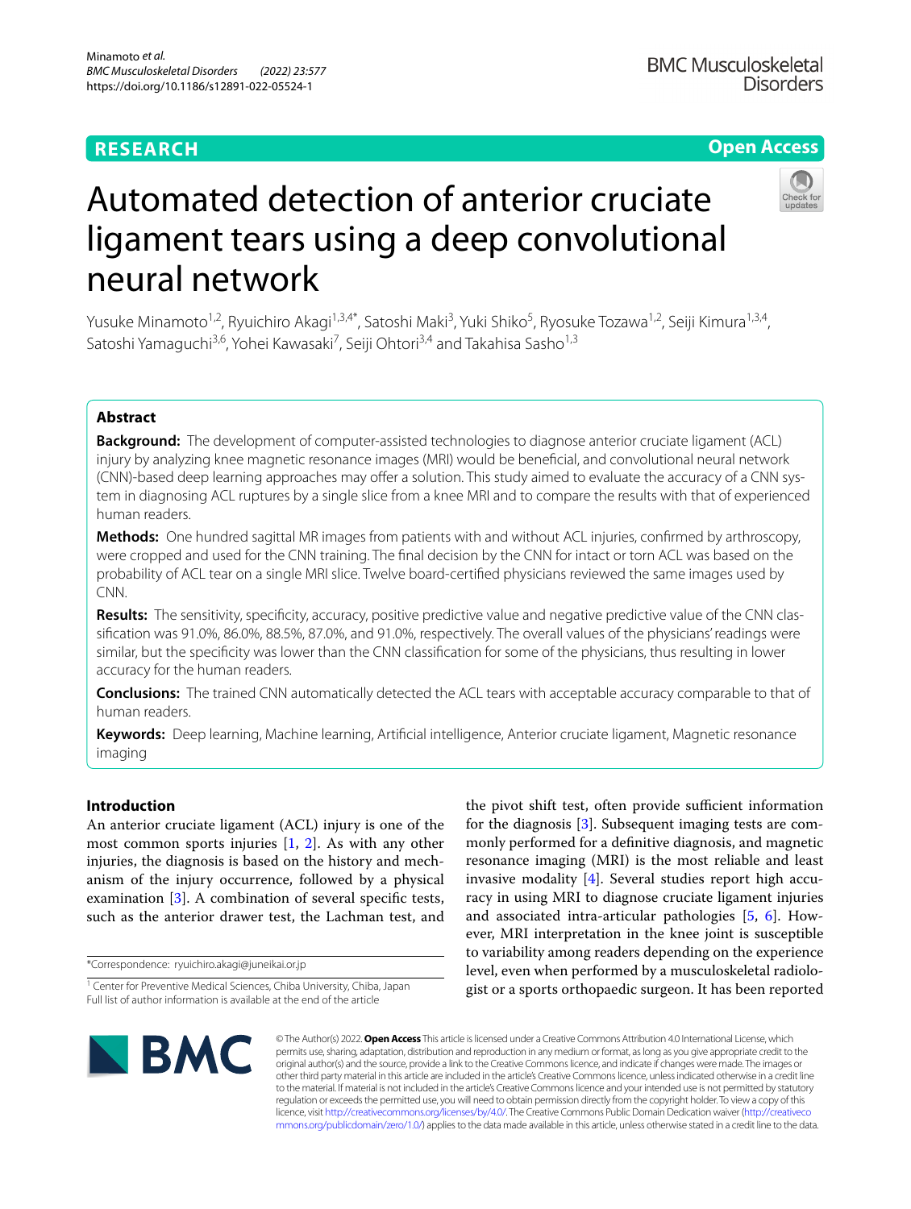RESEARCH

Open Access

# Automated detection of anterior cruciate ligament tears using a deep convolutional neural network

Yusuke Minamoto[1,2], Ryuichiro Akagi[1,3,4*], Satoshi Maki[3], Yuki Shiko[5], Ryosuke Tozawa[1,2], Seiji Kimura[1,3,4], Satoshi Yamaguchi[3,6], Yohei Kawasaki[7], Seiji Ohtori[3,4] and Takahisa Sasho[1,3]

## Abstract

**Background:** The development of computer-assisted technologies to diagnose anterior cruciate ligament (ACL) injury by analyzing knee magnetic resonance images (MRI) would be beneficial, and convolutional neural network (CNN)-based deep learning approaches may offer a solution. This study aimed to evaluate the accuracy of a CNN system in diagnosing ACL ruptures by a single slice from a knee MRI and to compare the results with that of experienced human readers.

**Methods:** One hundred sagittal MR images from patients with and without ACL injuries, confirmed by arthroscopy, were cropped and used for the CNN training. The final decision by the CNN for intact or torn ACL was based on the probability of ACL tear on a single MRI slice. Twelve board-certified physicians reviewed the same images used by CNN.

**Results:** The sensitivity, specificity, accuracy, positive predictive value and negative predictive value of the CNN classification was 91.0%, 86.0%, 88.5%, 87.0%, and 91.0%, respectively. The overall values of the physicians' readings were similar, but the specificity was lower than the CNN classification for some of the physicians, thus resulting in lower accuracy for the human readers.

**Conclusions:** The trained CNN automatically detected the ACL tears with acceptable accuracy comparable to that of human readers.

**Keywords:** Deep learning, Machine learning, Artificial intelligence, Anterior cruciate ligament, Magnetic resonance imaging

## Introduction

An anterior cruciate ligament (ACL) injury is one of the most common sports injuries [1, 2]. As with any other injuries, the diagnosis is based on the history and mechanism of the injury occurrence, followed by a physical examination [3]. A combination of several specific tests, such as the anterior drawer test, the Lachman test, and the pivot shift test, often provide sufficient information for the diagnosis [3]. Subsequent imaging tests are commonly performed for a definitive diagnosis, and magnetic resonance imaging (MRI) is the most reliable and least invasive modality [4]. Several studies report high accuracy in using MRI to diagnose cruciate ligament injuries and associated intra-articular pathologies [5, 6]. However, MRI interpretation in the knee joint is susceptible to variability among readers depending on the experience level, even when performed by a musculoskeletal radiologist or a sports orthopaedic surgeon. It has been reported

*Correspondence: ryuichiro.akagi@juneikai.or.jp

[1] Center for Preventive Medical Sciences, Chiba University, Chiba, Japan
Full list of author information is available at the end of the article

© The Author(s) 2022. **Open Access** This article is licensed under a Creative Commons Attribution 4.0 International License, which permits use, sharing, adaptation, distribution and reproduction in any medium or format, as long as you give appropriate credit to the original author(s) and the source, provide a link to the Creative Commons licence, and indicate if changes were made. The images or other third party material in this article are included in the article's Creative Commons licence, unless indicated otherwise in a credit line to the material. If material is not included in the article's Creative Commons licence and your intended use is not permitted by statutory regulation or exceeds the permitted use, you will need to obtain permission directly from the copyright holder. To view a copy of this licence, visit http://creativecommons.org/licenses/by/4.0/. The Creative Commons Public Domain Dedication waiver (http://creativecommons.org/publicdomain/zero/1.0/) applies to the data made available in this article, unless otherwise stated in a credit line to the data.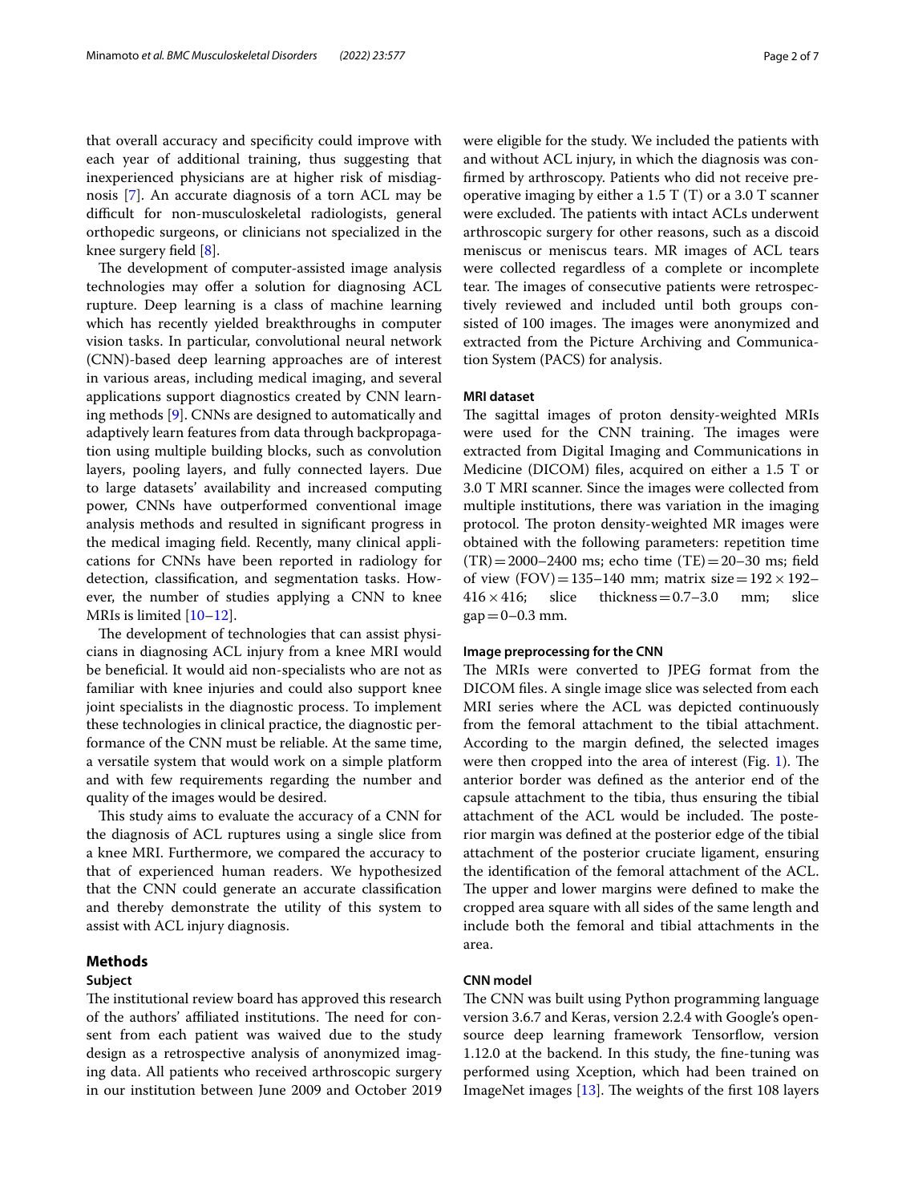that overall accuracy and specificity could improve with each year of additional training, thus suggesting that inexperienced physicians are at higher risk of misdiagnosis [7]. An accurate diagnosis of a torn ACL may be difficult for non-musculoskeletal radiologists, general orthopedic surgeons, or clinicians not specialized in the knee surgery field [8].

The development of computer-assisted image analysis technologies may offer a solution for diagnosing ACL rupture. Deep learning is a class of machine learning which has recently yielded breakthroughs in computer vision tasks. In particular, convolutional neural network (CNN)-based deep learning approaches are of interest in various areas, including medical imaging, and several applications support diagnostics created by CNN learning methods [9]. CNNs are designed to automatically and adaptively learn features from data through backpropagation using multiple building blocks, such as convolution layers, pooling layers, and fully connected layers. Due to large datasets' availability and increased computing power, CNNs have outperformed conventional image analysis methods and resulted in significant progress in the medical imaging field. Recently, many clinical applications for CNNs have been reported in radiology for detection, classification, and segmentation tasks. However, the number of studies applying a CNN to knee MRIs is limited [10–12].

The development of technologies that can assist physicians in diagnosing ACL injury from a knee MRI would be beneficial. It would aid non-specialists who are not as familiar with knee injuries and could also support knee joint specialists in the diagnostic process. To implement these technologies in clinical practice, the diagnostic performance of the CNN must be reliable. At the same time, a versatile system that would work on a simple platform and with few requirements regarding the number and quality of the images would be desired.

This study aims to evaluate the accuracy of a CNN for the diagnosis of ACL ruptures using a single slice from a knee MRI. Furthermore, we compared the accuracy to that of experienced human readers. We hypothesized that the CNN could generate an accurate classification and thereby demonstrate the utility of this system to assist with ACL injury diagnosis.

## Methods

### Subject

The institutional review board has approved this research of the authors' affiliated institutions. The need for consent from each patient was waived due to the study design as a retrospective analysis of anonymized imaging data. All patients who received arthroscopic surgery in our institution between June 2009 and October 2019 were eligible for the study. We included the patients with and without ACL injury, in which the diagnosis was confirmed by arthroscopy. Patients who did not receive preoperative imaging by either a 1.5 T (T) or a 3.0 T scanner were excluded. The patients with intact ACLs underwent arthroscopic surgery for other reasons, such as a discoid meniscus or meniscus tears. MR images of ACL tears were collected regardless of a complete or incomplete tear. The images of consecutive patients were retrospectively reviewed and included until both groups consisted of 100 images. The images were anonymized and extracted from the Picture Archiving and Communication System (PACS) for analysis.

### MRI dataset

The sagittal images of proton density-weighted MRIs were used for the CNN training. The images were extracted from Digital Imaging and Communications in Medicine (DICOM) files, acquired on either a 1.5 T or 3.0 T MRI scanner. Since the images were collected from multiple institutions, there was variation in the imaging protocol. The proton density-weighted MR images were obtained with the following parameters: repetition time (TR) = 2000–2400 ms; echo time (TE) = 20–30 ms; field of view (FOV) = 135–140 mm; matrix size = $192 \times 192$–$416 \times 416$; slice thickness = 0.7–3.0 mm; slice gap = 0–0.3 mm.

### Image preprocessing for the CNN

The MRIs were converted to JPEG format from the DICOM files. A single image slice was selected from each MRI series where the ACL was depicted continuously from the femoral attachment to the tibial attachment. According to the margin defined, the selected images were then cropped into the area of interest (Fig. 1). The anterior border was defined as the anterior end of the capsule attachment to the tibia, thus ensuring the tibial attachment of the ACL would be included. The posterior margin was defined at the posterior edge of the tibial attachment of the posterior cruciate ligament, ensuring the identification of the femoral attachment of the ACL. The upper and lower margins were defined to make the cropped area square with all sides of the same length and include both the femoral and tibial attachments in the area.

### CNN model

The CNN was built using Python programming language version 3.6.7 and Keras, version 2.2.4 with Google's open-source deep learning framework Tensorflow, version 1.12.0 at the backend. In this study, the fine-tuning was performed using Xception, which had been trained on ImageNet images [13]. The weights of the first 108 layers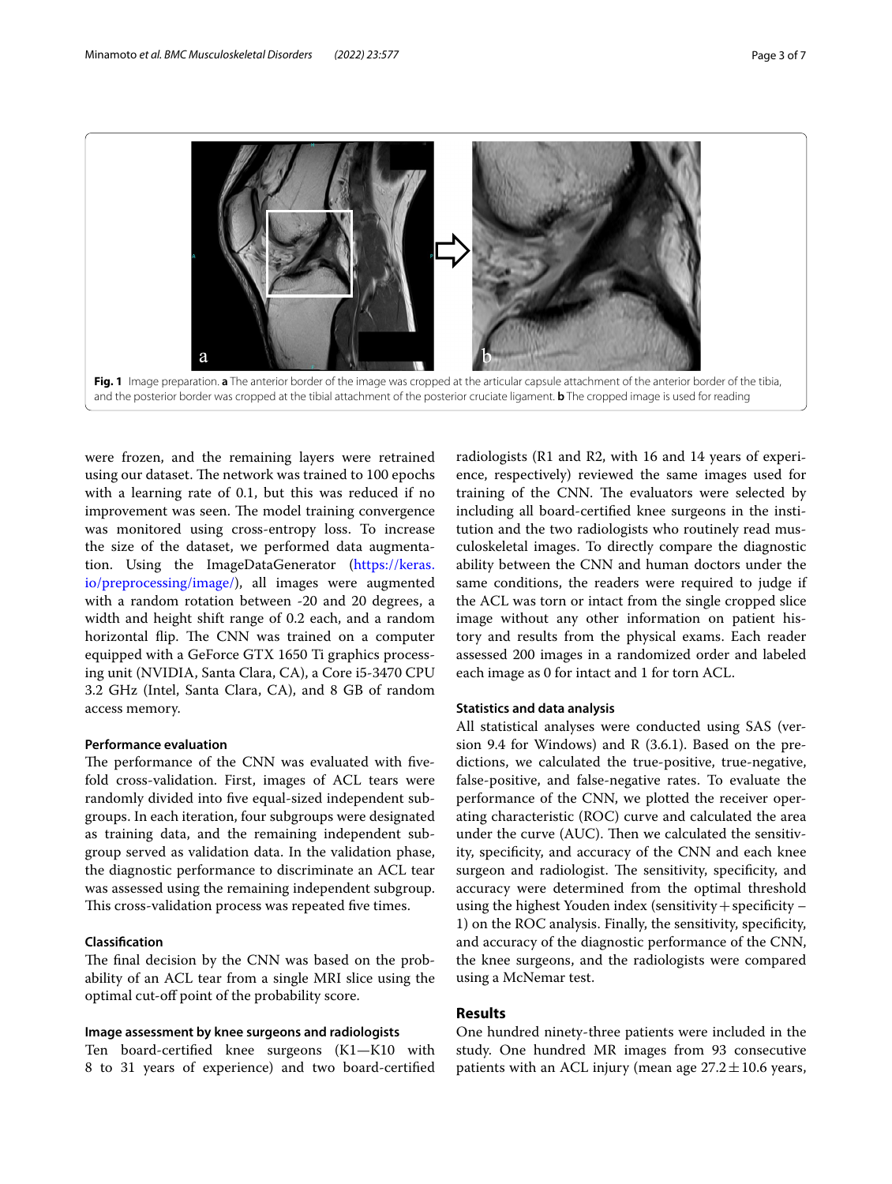**Fig. 1** Image preparation. **a** The anterior border of the image was cropped at the articular capsule attachment of the anterior border of the tibia, and the posterior border was cropped at the tibial attachment of the posterior cruciate ligament. **b** The cropped image is used for reading

were frozen, and the remaining layers were retrained using our dataset. The network was trained to 100 epochs with a learning rate of 0.1, but this was reduced if no improvement was seen. The model training convergence was monitored using cross-entropy loss. To increase the size of the dataset, we performed data augmentation. Using the ImageDataGenerator (https://keras.io/preprocessing/image/), all images were augmented with a random rotation between -20 and 20 degrees, a width and height shift range of 0.2 each, and a random horizontal flip. The CNN was trained on a computer equipped with a GeForce GTX 1650 Ti graphics processing unit (NVIDIA, Santa Clara, CA), a Core i5-3470 CPU 3.2 GHz (Intel, Santa Clara, CA), and 8 GB of random access memory.

### Performance evaluation

The performance of the CNN was evaluated with five-fold cross-validation. First, images of ACL tears were randomly divided into five equal-sized independent subgroups. In each iteration, four subgroups were designated as training data, and the remaining independent subgroup served as validation data. In the validation phase, the diagnostic performance to discriminate an ACL tear was assessed using the remaining independent subgroup. This cross-validation process was repeated five times.

### Classification

The final decision by the CNN was based on the probability of an ACL tear from a single MRI slice using the optimal cut-off point of the probability score.

### Image assessment by knee surgeons and radiologists

Ten board-certified knee surgeons (K1—K10 with 8 to 31 years of experience) and two board-certified radiologists (R1 and R2, with 16 and 14 years of experience, respectively) reviewed the same images used for training of the CNN. The evaluators were selected by including all board-certified knee surgeons in the institution and the two radiologists who routinely read musculoskeletal images. To directly compare the diagnostic ability between the CNN and human doctors under the same conditions, the readers were required to judge if the ACL was torn or intact from the single cropped slice image without any other information on patient history and results from the physical exams. Each reader assessed 200 images in a randomized order and labeled each image as 0 for intact and 1 for torn ACL.

### Statistics and data analysis

All statistical analyses were conducted using SAS (version 9.4 for Windows) and R (3.6.1). Based on the predictions, we calculated the true-positive, true-negative, false-positive, and false-negative rates. To evaluate the performance of the CNN, we plotted the receiver operating characteristic (ROC) curve and calculated the area under the curve (AUC). Then we calculated the sensitivity, specificity, and accuracy of the CNN and each knee surgeon and radiologist. The sensitivity, specificity, and accuracy were determined from the optimal threshold using the highest Youden index (sensitivity + specificity – 1) on the ROC analysis. Finally, the sensitivity, specificity, and accuracy of the diagnostic performance of the CNN, the knee surgeons, and the radiologists were compared using a McNemar test.

## Results

One hundred ninety-three patients were included in the study. One hundred MR images from 93 consecutive patients with an ACL injury (mean age $27.2 \pm 10.6$ years,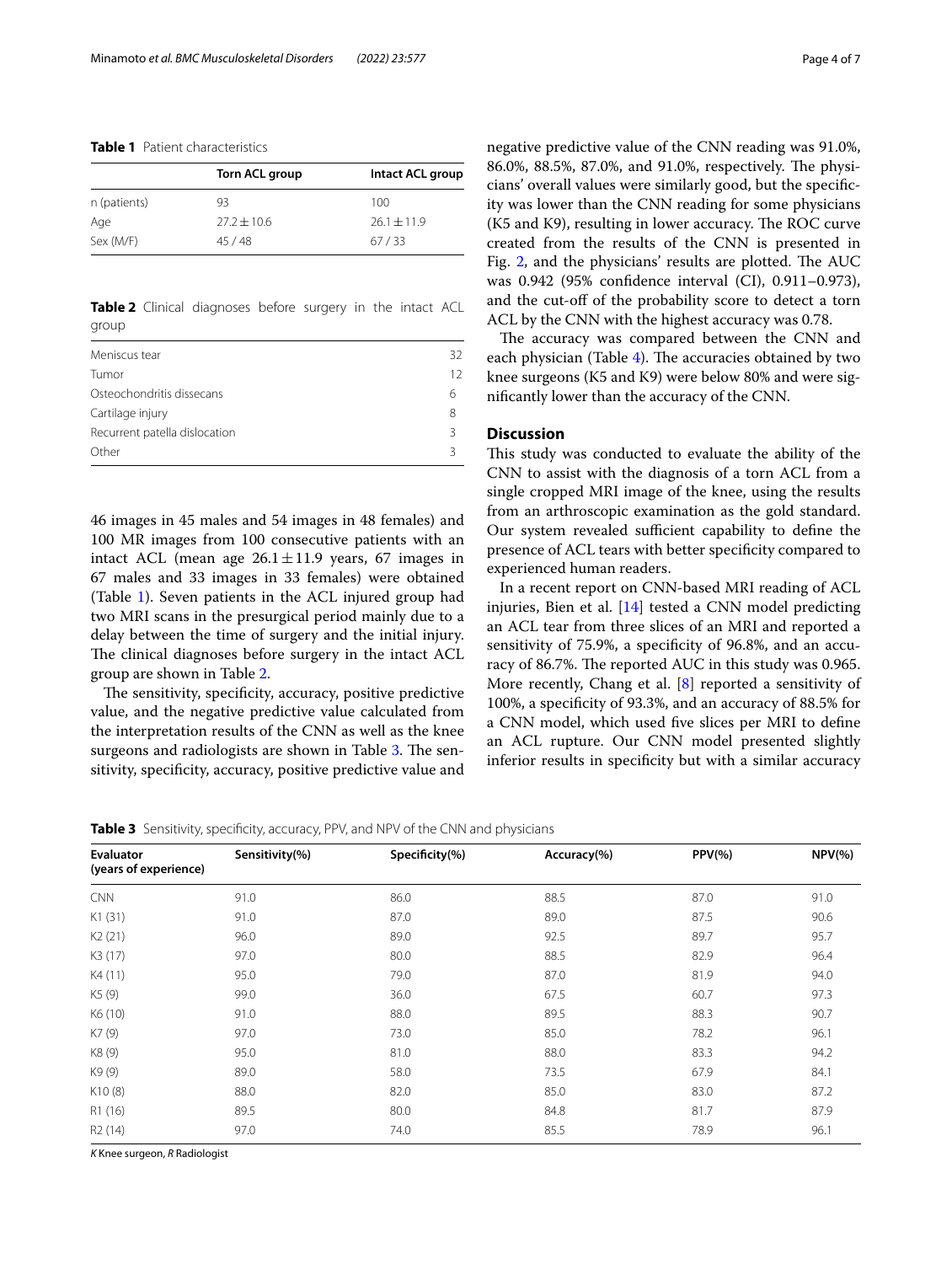**Table 1** Patient characteristics

| | Torn ACL group | Intact ACL group |
|---|---|---|
| n (patients) | 93 | 100 |
| Age | $27.2 \pm 10.6$ | $26.1 \pm 11.9$ |
| Sex (M/F) | 45 / 48 | 67 / 33 |

**Table 2** Clinical diagnoses before surgery in the intact ACL group

| | |
|---|---|
| Meniscus tear | 32 |
| Tumor | 12 |
| Osteochondritis dissecans | 6 |
| Cartilage injury | 8 |
| Recurrent patella dislocation | 3 |
| Other | 3 |

46 images in 45 males and 54 images in 48 females) and 100 MR images from 100 consecutive patients with an intact ACL (mean age $26.1 \pm 11.9$ years, 67 images in 67 males and 33 images in 33 females) were obtained (Table 1). Seven patients in the ACL injured group had two MRI scans in the presurgical period mainly due to a delay between the time of surgery and the initial injury. The clinical diagnoses before surgery in the intact ACL group are shown in Table 2.

The sensitivity, specificity, accuracy, positive predictive value, and the negative predictive value calculated from the interpretation results of the CNN as well as the knee surgeons and radiologists are shown in Table 3. The sensitivity, specificity, accuracy, positive predictive value and negative predictive value of the CNN reading was 91.0%, 86.0%, 88.5%, 87.0%, and 91.0%, respectively. The physicians' overall values were similarly good, but the specificity was lower than the CNN reading for some physicians (K5 and K9), resulting in lower accuracy. The ROC curve created from the results of the CNN is presented in Fig. 2, and the physicians' results are plotted. The AUC was 0.942 (95% confidence interval (CI), 0.911–0.973), and the cut-off of the probability score to detect a torn ACL by the CNN with the highest accuracy was 0.78.

The accuracy was compared between the CNN and each physician (Table 4). The accuracies obtained by two knee surgeons (K5 and K9) were below 80% and were significantly lower than the accuracy of the CNN.

## Discussion

This study was conducted to evaluate the ability of the CNN to assist with the diagnosis of a torn ACL from a single cropped MRI image of the knee, using the results from an arthroscopic examination as the gold standard. Our system revealed sufficient capability to define the presence of ACL tears with better specificity compared to experienced human readers.

In a recent report on CNN-based MRI reading of ACL injuries, Bien et al. [14] tested a CNN model predicting an ACL tear from three slices of an MRI and reported a sensitivity of 75.9%, a specificity of 96.8%, and an accuracy of 86.7%. The reported AUC in this study was 0.965. More recently, Chang et al. [8] reported a sensitivity of 100%, a specificity of 93.3%, and an accuracy of 88.5% for a CNN model, which used five slices per MRI to define an ACL rupture. Our CNN model presented slightly inferior results in specificity but with a similar accuracy

**Table 3** Sensitivity, specificity, accuracy, PPV, and NPV of the CNN and physicians

| Evaluator (years of experience) | Sensitivity(%) | Specificity(%) | Accuracy(%) | PPV(%) | NPV(%) |
|---|---|---|---|---|---|
| CNN | 91.0 | 86.0 | 88.5 | 87.0 | 91.0 |
| K1 (31) | 91.0 | 87.0 | 89.0 | 87.5 | 90.6 |
| K2 (21) | 96.0 | 89.0 | 92.5 | 89.7 | 95.7 |
| K3 (17) | 97.0 | 80.0 | 88.5 | 82.9 | 96.4 |
| K4 (11) | 95.0 | 79.0 | 87.0 | 81.9 | 94.0 |
| K5 (9) | 99.0 | 36.0 | 67.5 | 60.7 | 97.3 |
| K6 (10) | 91.0 | 88.0 | 89.5 | 88.3 | 90.7 |
| K7 (9) | 97.0 | 73.0 | 85.0 | 78.2 | 96.1 |
| K8 (9) | 95.0 | 81.0 | 88.0 | 83.3 | 94.2 |
| K9 (9) | 89.0 | 58.0 | 73.5 | 67.9 | 84.1 |
| K10 (8) | 88.0 | 82.0 | 85.0 | 83.0 | 87.2 |
| R1 (16) | 89.5 | 80.0 | 84.8 | 81.7 | 87.9 |
| R2 (14) | 97.0 | 74.0 | 85.5 | 78.9 | 96.1 |

*K* Knee surgeon, *R* Radiologist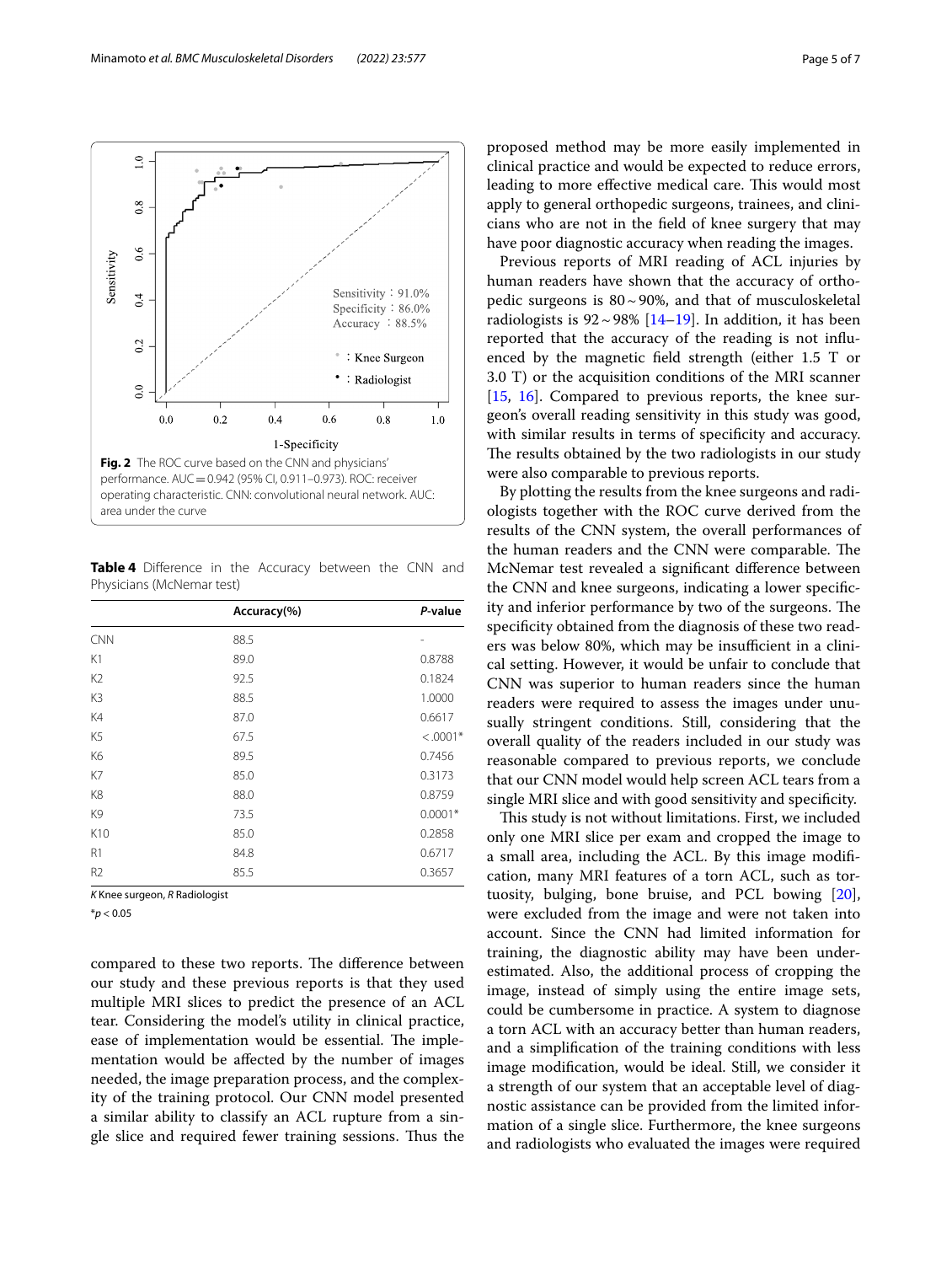Fig. 2 The ROC curve based on the CNN and physicians' performance. AUC = 0.942 (95% CI, 0.911–0.973). ROC: receiver operating characteristic. CNN: convolutional neural network. AUC: area under the curve

**Table 4** Difference in the Accuracy between the CNN and Physicians (McNemar test)

| | Accuracy(%) | *P*-value |
|---|---|---|
| CNN | 88.5 | - |
| K1 | 89.0 | 0.8788 |
| K2 | 92.5 | 0.1824 |
| K3 | 88.5 | 1.0000 |
| K4 | 87.0 | 0.6617 |
| K5 | 67.5 | <.0001* |
| K6 | 89.5 | 0.7456 |
| K7 | 85.0 | 0.3173 |
| K8 | 88.0 | 0.8759 |
| K9 | 73.5 | 0.0001* |
| K10 | 85.0 | 0.2858 |
| R1 | 84.8 | 0.6717 |
| R2 | 85.5 | 0.3657 |

*K* Knee surgeon, *R* Radiologist

*$p < 0.05$

compared to these two reports. The difference between our study and these previous reports is that they used multiple MRI slices to predict the presence of an ACL tear. Considering the model's utility in clinical practice, ease of implementation would be essential. The implementation would be affected by the number of images needed, the image preparation process, and the complexity of the training protocol. Our CNN model presented a similar ability to classify an ACL rupture from a single slice and required fewer training sessions. Thus the proposed method may be more easily implemented in clinical practice and would be expected to reduce errors, leading to more effective medical care. This would most apply to general orthopedic surgeons, trainees, and clinicians who are not in the field of knee surgery that may have poor diagnostic accuracy when reading the images.

Previous reports of MRI reading of ACL injuries by human readers have shown that the accuracy of orthopedic surgeons is 80 ~ 90%, and that of musculoskeletal radiologists is 92 ~ 98% [14–19]. In addition, it has been reported that the accuracy of the reading is not influenced by the magnetic field strength (either 1.5 T or 3.0 T) or the acquisition conditions of the MRI scanner [15, 16]. Compared to previous reports, the knee surgeon's overall reading sensitivity in this study was good, with similar results in terms of specificity and accuracy. The results obtained by the two radiologists in our study were also comparable to previous reports.

By plotting the results from the knee surgeons and radiologists together with the ROC curve derived from the results of the CNN system, the overall performances of the human readers and the CNN were comparable. The McNemar test revealed a significant difference between the CNN and knee surgeons, indicating a lower specificity and inferior performance by two of the surgeons. The specificity obtained from the diagnosis of these two readers was below 80%, which may be insufficient in a clinical setting. However, it would be unfair to conclude that CNN was superior to human readers since the human readers were required to assess the images under unusually stringent conditions. Still, considering that the overall quality of the readers included in our study was reasonable compared to previous reports, we conclude that our CNN model would help screen ACL tears from a single MRI slice and with good sensitivity and specificity.

This study is not without limitations. First, we included only one MRI slice per exam and cropped the image to a small area, including the ACL. By this image modification, many MRI features of a torn ACL, such as tortuosity, bulging, bone bruise, and PCL bowing [20], were excluded from the image and were not taken into account. Since the CNN had limited information for training, the diagnostic ability may have been underestimated. Also, the additional process of cropping the image, instead of simply using the entire image sets, could be cumbersome in practice. A system to diagnose a torn ACL with an accuracy better than human readers, and a simplification of the training conditions with less image modification, would be ideal. Still, we consider it a strength of our system that an acceptable level of diagnostic assistance can be provided from the limited information of a single slice. Furthermore, the knee surgeons and radiologists who evaluated the images were required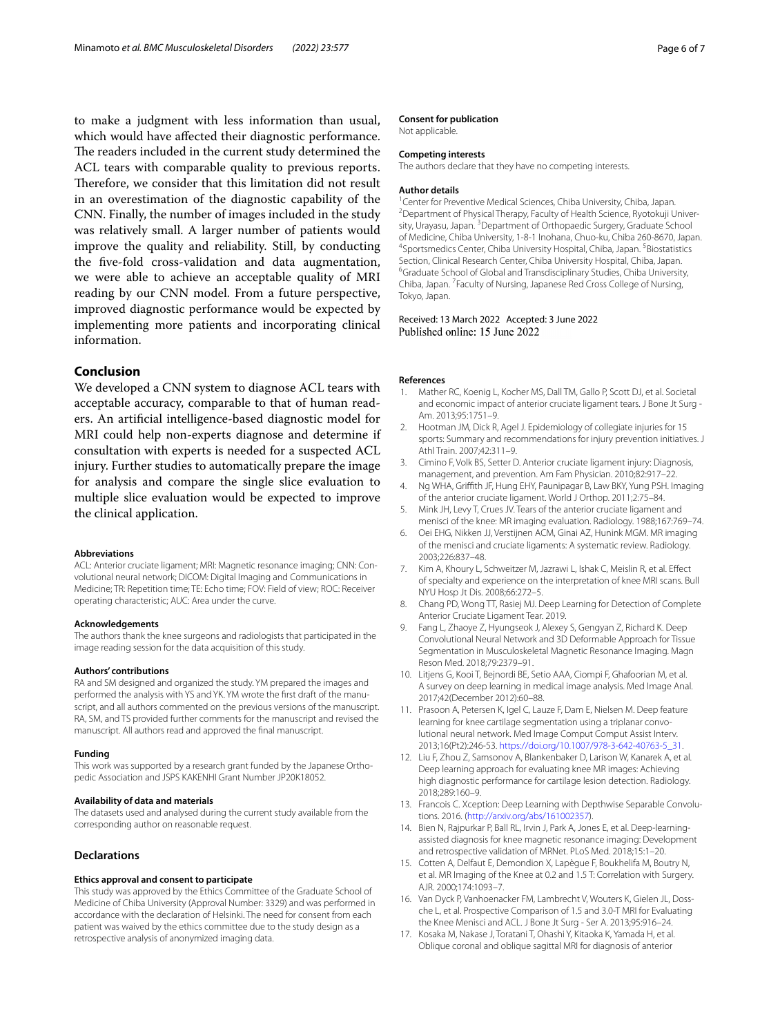to make a judgment with less information than usual, which would have affected their diagnostic performance. The readers included in the current study determined the ACL tears with comparable quality to previous reports. Therefore, we consider that this limitation did not result in an overestimation of the diagnostic capability of the CNN. Finally, the number of images included in the study was relatively small. A larger number of patients would improve the quality and reliability. Still, by conducting the five-fold cross-validation and data augmentation, we were able to achieve an acceptable quality of MRI reading by our CNN model. From a future perspective, improved diagnostic performance would be expected by implementing more patients and incorporating clinical information.

## Conclusion

We developed a CNN system to diagnose ACL tears with acceptable accuracy, comparable to that of human readers. An artificial intelligence-based diagnostic model for MRI could help non-experts diagnose and determine if consultation with experts is needed for a suspected ACL injury. Further studies to automatically prepare the image for analysis and compare the single slice evaluation to multiple slice evaluation would be expected to improve the clinical application.

#### Abbreviations

ACL: Anterior cruciate ligament; MRI: Magnetic resonance imaging; CNN: Convolutional neural network; DICOM: Digital Imaging and Communications in Medicine; TR: Repetition time; TE: Echo time; FOV: Field of view; ROC: Receiver operating characteristic; AUC: Area under the curve.

#### Acknowledgements

The authors thank the knee surgeons and radiologists that participated in the image reading session for the data acquisition of this study.

#### Authors' contributions

RA and SM designed and organized the study. YM prepared the images and performed the analysis with YS and YK. YM wrote the first draft of the manuscript, and all authors commented on the previous versions of the manuscript. RA, SM, and TS provided further comments for the manuscript and revised the manuscript. All authors read and approved the final manuscript.

#### Funding

This work was supported by a research grant funded by the Japanese Orthopedic Association and JSPS KAKENHI Grant Number JP20K18052.

#### Availability of data and materials

The datasets used and analysed during the current study available from the corresponding author on reasonable request.

### Declarations

#### Ethics approval and consent to participate

This study was approved by the Ethics Committee of the Graduate School of Medicine of Chiba University (Approval Number: 3329) and was performed in accordance with the declaration of Helsinki. The need for consent from each patient was waived by the ethics committee due to the study design as a retrospective analysis of anonymized imaging data.

#### Consent for publication

Not applicable.

#### Competing interests

The authors declare that they have no competing interests.

#### Author details

[1]Center for Preventive Medical Sciences, Chiba University, Chiba, Japan. [2]Department of Physical Therapy, Faculty of Health Science, Ryotokuji University, Urayasu, Japan. [3]Department of Orthopaedic Surgery, Graduate School of Medicine, Chiba University, 1-8-1 Inohana, Chuo-ku, Chiba 260-8670, Japan. [4]Sportsmedics Center, Chiba University Hospital, Chiba, Japan. [5]Biostatistics Section, Clinical Research Center, Chiba University Hospital, Chiba, Japan. [6]Graduate School of Global and Transdisciplinary Studies, Chiba University, Chiba, Japan. [7]Faculty of Nursing, Japanese Red Cross College of Nursing, Tokyo, Japan.

Received: 13 March 2022 Accepted: 3 June 2022
Published online: 15 June 2022

#### References

1. Mather RC, Koenig L, Kocher MS, Dall TM, Gallo P, Scott DJ, et al. Societal and economic impact of anterior cruciate ligament tears. J Bone Jt Surg - Am. 2013;95:1751–9.
2. Hootman JM, Dick R, Agel J. Epidemiology of collegiate injuries for 15 sports: Summary and recommendations for injury prevention initiatives. J Athl Train. 2007;42:311–9.
3. Cimino F, Volk BS, Setter D. Anterior cruciate ligament injury: Diagnosis, management, and prevention. Am Fam Physician. 2010;82:917–22.
4. Ng WHA, Griffith JF, Hung EHY, Paunipagar B, Law BKY, Yung PSH. Imaging of the anterior cruciate ligament. World J Orthop. 2011;2:75–84.
5. Mink JH, Levy T, Crues JV. Tears of the anterior cruciate ligament and menisci of the knee: MR imaging evaluation. Radiology. 1988;167:769–74.
6. Oei EHG, Nikken JJ, Verstijnen ACM, Ginai AZ, Hunink MGM. MR imaging of the menisci and cruciate ligaments: A systematic review. Radiology. 2003;226:837–48.
7. Kim A, Khoury L, Schweitzer M, Jazrawi L, Ishak C, Meislin R, et al. Effect of specialty and experience on the interpretation of knee MRI scans. Bull NYU Hosp Jt Dis. 2008;66:272–5.
8. Chang PD, Wong TT, Rasiej MJ. Deep Learning for Detection of Complete Anterior Cruciate Ligament Tear. 2019.
9. Fang L, Zhaoye Z, Hyungseok J, Alexey S, Gengyan Z, Richard K. Deep Convolutional Neural Network and 3D Deformable Approach for Tissue Segmentation in Musculoskeletal Magnetic Resonance Imaging. Magn Reson Med. 2018;79:2379–91.
10. Litjens G, Kooi T, Bejnordi BE, Setio AAA, Ciompi F, Ghafoorian M, et al. A survey on deep learning in medical image analysis. Med Image Anal. 2017;42(December 2012):60–88.
11. Prasoon A, Petersen K, Igel C, Lauze F, Dam E, Nielsen M. Deep feature learning for knee cartilage segmentation using a triplanar convolutional neural network. Med Image Comput Comput Assist Interv. 2013;16(Pt2):246-53. https://doi.org/10.1007/978-3-642-40763-5_31.
12. Liu F, Zhou Z, Samsonov A, Blankenbaker D, Larison W, Kanarek A, et al. Deep learning approach for evaluating knee MR images: Achieving high diagnostic performance for cartilage lesion detection. Radiology. 2018;289:160–9.
13. Francois C. Xception: Deep Learning with Depthwise Separable Convolutions. 2016. (http://arxiv.org/abs/161002357).
14. Bien N, Rajpurkar P, Ball RL, Irvin J, Park A, Jones E, et al. Deep-learning-assisted diagnosis for knee magnetic resonance imaging: Development and retrospective validation of MRNet. PLoS Med. 2018;15:1–20.
15. Cotten A, Delfaut E, Demondion X, Lapègue F, Boukhelifa M, Boutry N, et al. MR Imaging of the Knee at 0.2 and 1.5 T: Correlation with Surgery. AJR. 2000;174:1093–7.
16. Van Dyck P, Vanhoenacker FM, Lambrecht V, Wouters K, Gielen JL, Dossche L, et al. Prospective Comparison of 1.5 and 3.0-T MRI for Evaluating the Knee Menisci and ACL. J Bone Jt Surg - Ser A. 2013;95:916–24.
17. Kosaka M, Nakase J, Toratani T, Ohashi Y, Kitaoka K, Yamada H, et al. Oblique coronal and oblique sagittal MRI for diagnosis of anterior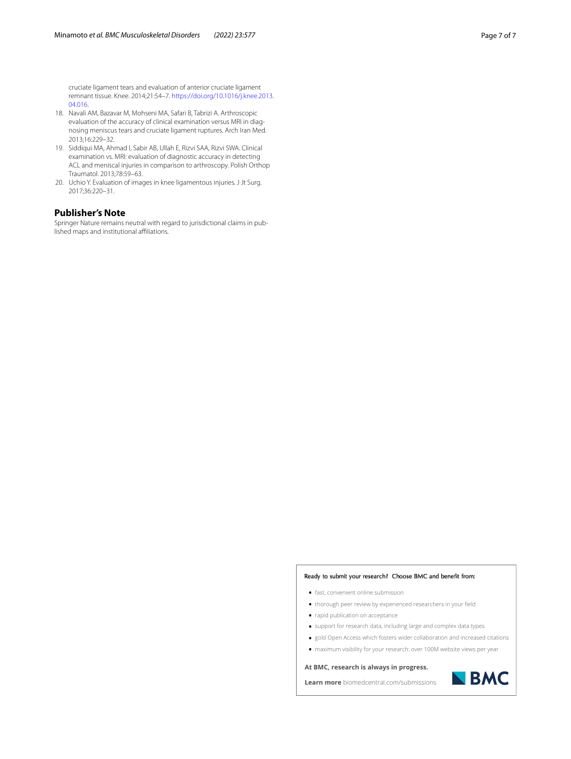cruciate ligament tears and evaluation of anterior cruciate ligament remnant tissue. Knee. 2014;21:54–7. https://doi.org/10.1016/j.knee.2013.04.016.

18. Navali AM, Bazavar M, Mohseni MA, Safari B, Tabrizi A. Arthroscopic evaluation of the accuracy of clinical examination versus MRI in diagnosing meniscus tears and cruciate ligament ruptures. Arch Iran Med. 2013;16:229–32.
19. Siddiqui MA, Ahmad I, Sabir AB, Ullah E, Rizvi SAA, Rizvi SWA. Clinical examination vs. MRI: evaluation of diagnostic accuracy in detecting ACL and meniscal injuries in comparison to arthroscopy. Polish Orthop Traumatol. 2013;78:59–63.
20. Uchio Y. Evaluation of images in knee ligamentous injuries. J Jt Surg. 2017;36:220–31.

## Publisher's Note

Springer Nature remains neutral with regard to jurisdictional claims in published maps and institutional affiliations.

Ready to submit your research? Choose BMC and benefit from:

- fast, convenient online submission
- thorough peer review by experienced researchers in your field
- rapid publication on acceptance
- support for research data, including large and complex data types
- gold Open Access which fosters wider collaboration and increased citations
- maximum visibility for your research: over 100M website views per year

**At BMC, research is always in progress.**

**Learn more** biomedcentral.com/submissions

BMC